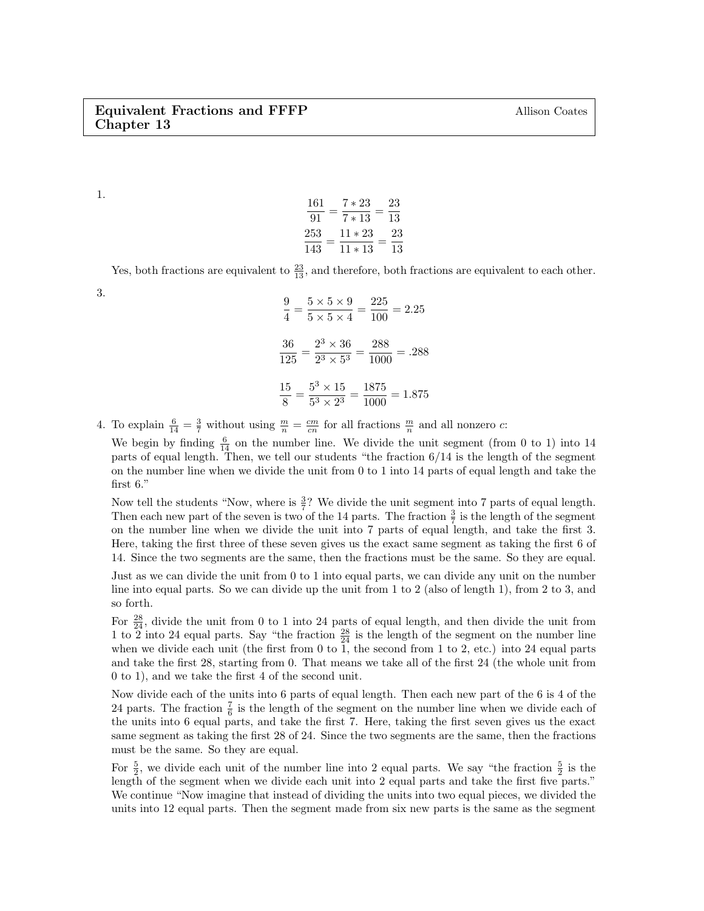**Equivalent Fractions and FFFP** — Allison Coates
**Chapter 13**

1.
$$\frac{161}{91} = \frac{7 * 23}{7 * 13} = \frac{23}{13}$$
$$\frac{253}{143} = \frac{11 * 23}{11 * 13} = \frac{23}{13}$$

Yes, both fractions are equivalent to $\frac{23}{13}$, and therefore, both fractions are equivalent to each other.

3.
$$\frac{9}{4} = \frac{5 \times 5 \times 9}{5 \times 5 \times 4} = \frac{225}{100} = 2.25$$

$$\frac{36}{125} = \frac{2^3 \times 36}{2^3 \times 5^3} = \frac{288}{1000} = .288$$

$$\frac{15}{8} = \frac{5^3 \times 15}{5^3 \times 2^3} = \frac{1875}{1000} = 1.875$$

4. To explain $\frac{6}{14} = \frac{3}{7}$ without using $\frac{m}{n} = \frac{cm}{cn}$ for all fractions $\frac{m}{n}$ and all nonzero $c$:

   We begin by finding $\frac{6}{14}$ on the number line. We divide the unit segment (from 0 to 1) into 14 parts of equal length. Then, we tell our students "the fraction 6/14 is the length of the segment on the number line when we divide the unit from 0 to 1 into 14 parts of equal length and take the first 6."

   Now tell the students "Now, where is $\frac{3}{7}$? We divide the unit segment into 7 parts of equal length. Then each new part of the seven is two of the 14 parts. The fraction $\frac{3}{7}$ is the length of the segment on the number line when we divide the unit into 7 parts of equal length, and take the first 3. Here, taking the first three of these seven gives us the exact same segment as taking the first 6 of 14. Since the two segments are the same, then the fractions must be the same. So they are equal.

   Just as we can divide the unit from 0 to 1 into equal parts, we can divide any unit on the number line into equal parts. So we can divide up the unit from 1 to 2 (also of length 1), from 2 to 3, and so forth.

   For $\frac{28}{24}$, divide the unit from 0 to 1 into 24 parts of equal length, and then divide the unit from 1 to 2 into 24 equal parts. Say "the fraction $\frac{28}{24}$ is the length of the segment on the number line when we divide each unit (the first from 0 to 1, the second from 1 to 2, etc.) into 24 equal parts and take the first 28, starting from 0. That means we take all of the first 24 (the whole unit from 0 to 1), and we take the first 4 of the second unit.

   Now divide each of the units into 6 parts of equal length. Then each new part of the 6 is 4 of the 24 parts. The fraction $\frac{7}{6}$ is the length of the segment on the number line when we divide each of the units into 6 equal parts, and take the first 7. Here, taking the first seven gives us the exact same segment as taking the first 28 of 24. Since the two segments are the same, then the fractions must be the same. So they are equal.

   For $\frac{5}{2}$, we divide each unit of the number line into 2 equal parts. We say "the fraction $\frac{5}{2}$ is the length of the segment when we divide each unit into 2 equal parts and take the first five parts." We continue "Now imagine that instead of dividing the units into two equal pieces, we divided the units into 12 equal parts. Then the segment made from six new parts is the same as the segment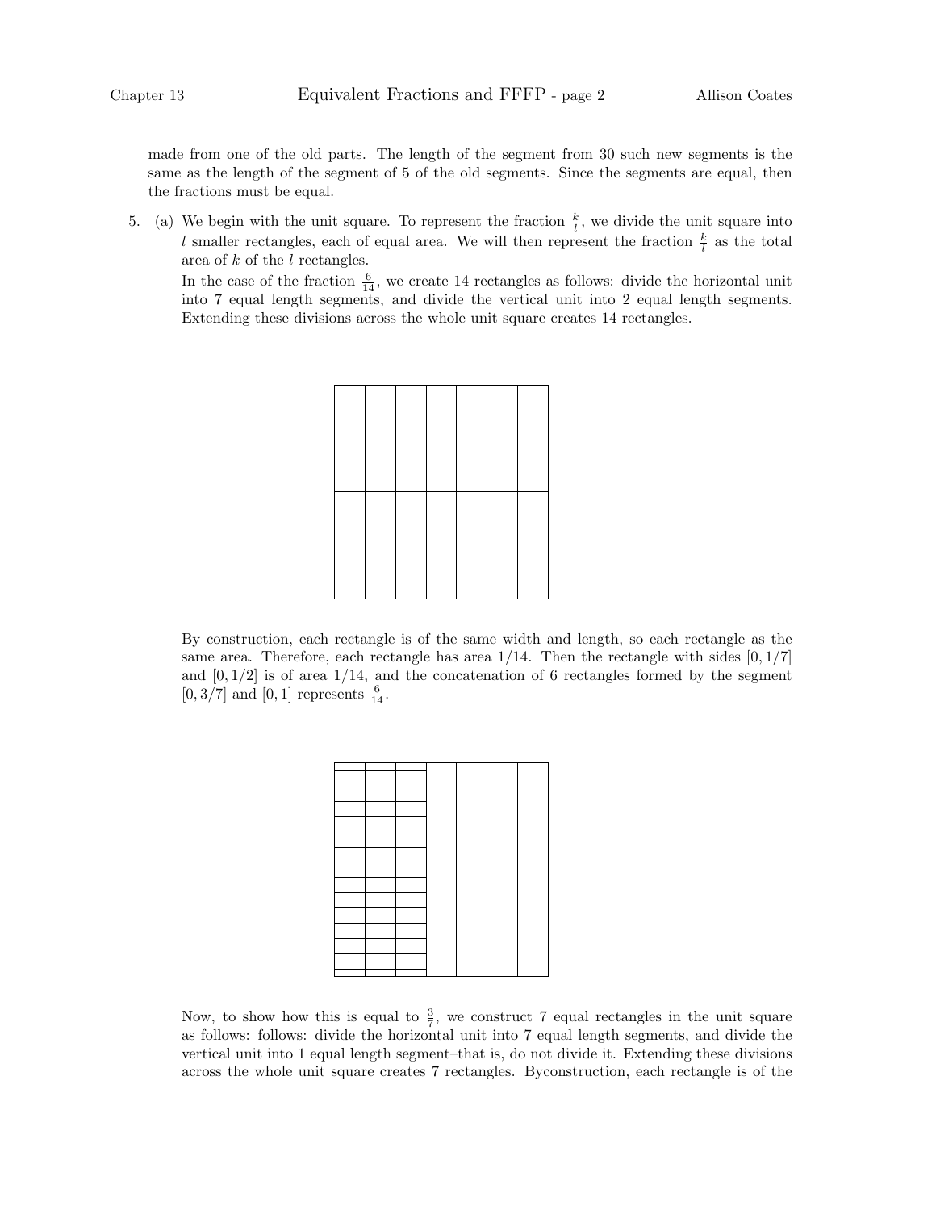made from one of the old parts. The length of the segment from 30 such new segments is the same as the length of the segment of 5 of the old segments. Since the segments are equal, then the fractions must be equal.

5. (a) We begin with the unit square. To represent the fraction $\frac{k}{l}$, we divide the unit square into $l$ smaller rectangles, each of equal area. We will then represent the fraction $\frac{k}{l}$ as the total area of $k$ of the $l$ rectangles.

   In the case of the fraction $\frac{6}{14}$, we create 14 rectangles as follows: divide the horizontal unit into 7 equal length segments, and divide the vertical unit into 2 equal length segments. Extending these divisions across the whole unit square creates 14 rectangles.

   By construction, each rectangle is of the same width and length, so each rectangle as the same area. Therefore, each rectangle has area $1/14$. Then the rectangle with sides $[0, 1/7]$ and $[0, 1/2]$ is of area $1/14$, and the concatenation of 6 rectangles formed by the segment $[0, 3/7]$ and $[0, 1]$ represents $\frac{6}{14}$.

   Now, to show how this is equal to $\frac{3}{7}$, we construct 7 equal rectangles in the unit square as follows: follows: divide the horizontal unit into 7 equal length segments, and divide the vertical unit into 1 equal length segment–that is, do not divide it. Extending these divisions across the whole unit square creates 7 rectangles. Byconstruction, each rectangle is of the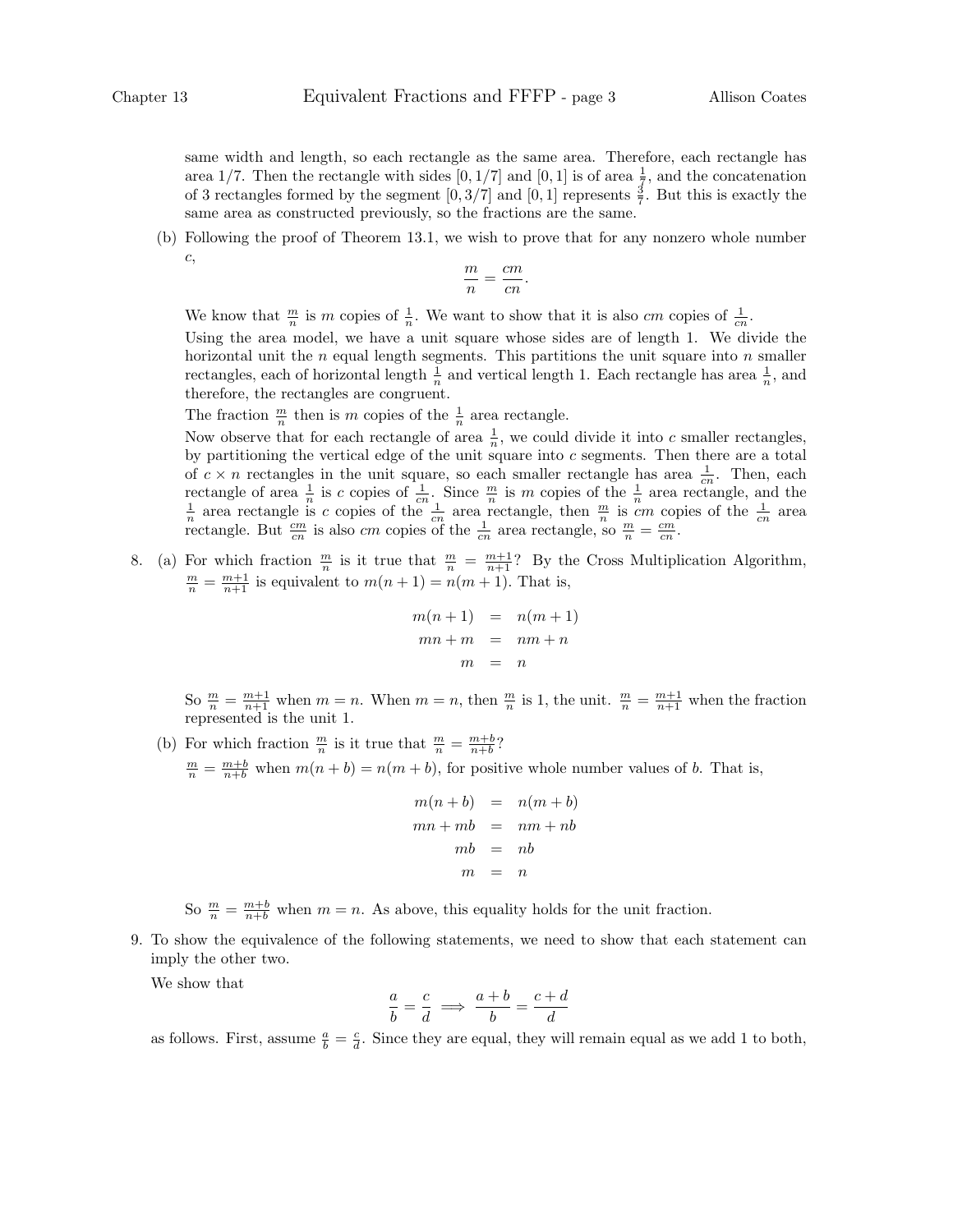same width and length, so each rectangle as the same area. Therefore, each rectangle has area 1/7. Then the rectangle with sides $[0, 1/7]$ and $[0, 1]$ is of area $\frac{1}{7}$, and the concatenation of 3 rectangles formed by the segment $[0, 3/7]$ and $[0, 1]$ represents $\frac{3}{7}$. But this is exactly the same area as constructed previously, so the fractions are the same.

(b) Following the proof of Theorem 13.1, we wish to prove that for any nonzero whole number $c$,

$$\frac{m}{n} = \frac{cm}{cn}.$$

We know that $\frac{m}{n}$ is $m$ copies of $\frac{1}{n}$. We want to show that it is also $cm$ copies of $\frac{1}{cn}$.

Using the area model, we have a unit square whose sides are of length 1. We divide the horizontal unit the $n$ equal length segments. This partitions the unit square into $n$ smaller rectangles, each of horizontal length $\frac{1}{n}$ and vertical length 1. Each rectangle has area $\frac{1}{n}$, and therefore, the rectangles are congruent.

The fraction $\frac{m}{n}$ then is $m$ copies of the $\frac{1}{n}$ area rectangle.

Now observe that for each rectangle of area $\frac{1}{n}$, we could divide it into $c$ smaller rectangles, by partitioning the vertical edge of the unit square into $c$ segments. Then there are a total of $c \times n$ rectangles in the unit square, so each smaller rectangle has area $\frac{1}{cn}$. Then, each rectangle of area $\frac{1}{n}$ is $c$ copies of $\frac{1}{cn}$. Since $\frac{m}{n}$ is $m$ copies of the $\frac{1}{n}$ area rectangle, and the $\frac{1}{n}$ area rectangle is $c$ copies of the $\frac{1}{cn}$ area rectangle, then $\frac{m}{n}$ is $cm$ copies of the $\frac{1}{cn}$ area rectangle. But $\frac{cm}{cn}$ is also $cm$ copies of the $\frac{1}{cn}$ area rectangle, so $\frac{m}{n} = \frac{cm}{cn}$.

8. (a) For which fraction $\frac{m}{n}$ is it true that $\frac{m}{n} = \frac{m+1}{n+1}$? By the Cross Multiplication Algorithm, $\frac{m}{n} = \frac{m+1}{n+1}$ is equivalent to $m(n+1) = n(m+1)$. That is,

$$\begin{aligned} m(n+1) &= n(m+1) \\ mn + m &= nm + n \\ m &= n \end{aligned}$$

So $\frac{m}{n} = \frac{m+1}{n+1}$ when $m = n$. When $m = n$, then $\frac{m}{n}$ is 1, the unit. $\frac{m}{n} = \frac{m+1}{n+1}$ when the fraction represented is the unit 1.

(b) For which fraction $\frac{m}{n}$ is it true that $\frac{m}{n} = \frac{m+b}{n+b}$?

$\frac{m}{n} = \frac{m+b}{n+b}$ when $m(n+b) = n(m+b)$, for positive whole number values of $b$. That is,

$$\begin{aligned} m(n+b) &= n(m+b) \\ mn + mb &= nm + nb \\ mb &= nb \\ m &= n \end{aligned}$$

So $\frac{m}{n} = \frac{m+b}{n+b}$ when $m = n$. As above, this equality holds for the unit fraction.

9. To show the equivalence of the following statements, we need to show that each statement can imply the other two.

We show that

$$\frac{a}{b} = \frac{c}{d} \implies \frac{a+b}{b} = \frac{c+d}{d}$$

as follows. First, assume $\frac{a}{b} = \frac{c}{d}$. Since they are equal, they will remain equal as we add 1 to both,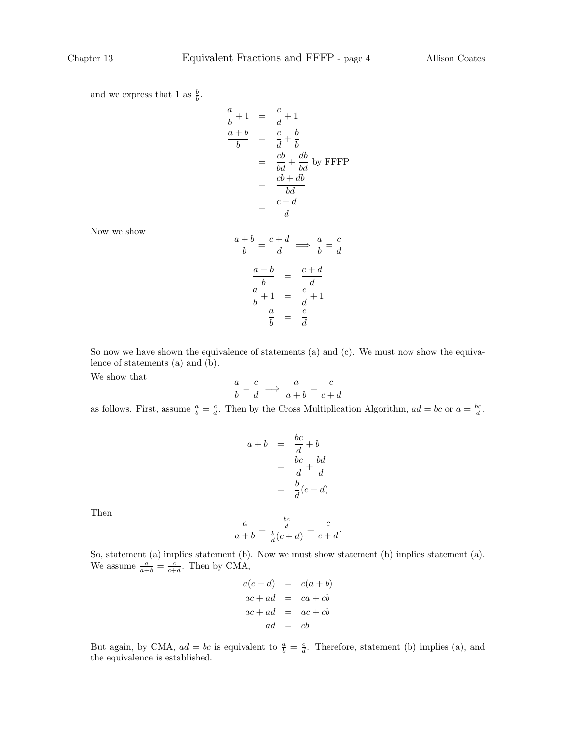and we express that 1 as $\frac{b}{b}$.

$$
\begin{aligned}
\frac{a}{b} + 1 &= \frac{c}{d} + 1 \\
\frac{a+b}{b} &= \frac{c}{d} + \frac{b}{b} \\
&= \frac{cb}{bd} + \frac{db}{bd} \text{ by FFFP} \\
&= \frac{cb+db}{bd} \\
&= \frac{c+d}{d}
\end{aligned}
$$

Now we show

$$
\frac{a+b}{b} = \frac{c+d}{d} \implies \frac{a}{b} = \frac{c}{d}
$$

$$
\begin{aligned}
\frac{a+b}{b} &= \frac{c+d}{d} \\
\frac{a}{b} + 1 &= \frac{c}{d} + 1 \\
\frac{a}{b} &= \frac{c}{d}
\end{aligned}
$$

So now we have shown the equivalence of statements (a) and (c). We must now show the equivalence of statements (a) and (b).

We show that

$$
\frac{a}{b} = \frac{c}{d} \implies \frac{a}{a+b} = \frac{c}{c+d}
$$

as follows. First, assume $\frac{a}{b} = \frac{c}{d}$. Then by the Cross Multiplication Algorithm, $ad = bc$ or $a = \frac{bc}{d}$.

$$
\begin{aligned}
a + b &= \frac{bc}{d} + b \\
&= \frac{bc}{d} + \frac{bd}{d} \\
&= \frac{b}{d}(c+d)
\end{aligned}
$$

Then

$$
\frac{a}{a+b} = \frac{\frac{bc}{d}}{\frac{b}{d}(c+d)} = \frac{c}{c+d}.
$$

So, statement (a) implies statement (b). Now we must show statement (b) implies statement (a). We assume $\frac{a}{a+b} = \frac{c}{c+d}$. Then by CMA,

$$
\begin{aligned}
a(c+d) &= c(a+b) \\
ac + ad &= ca + cb \\
ac + ad &= ac + cb \\
ad &= cb
\end{aligned}
$$

But again, by CMA, $ad = bc$ is equivalent to $\frac{a}{b} = \frac{c}{d}$. Therefore, statement (b) implies (a), and the equivalence is established.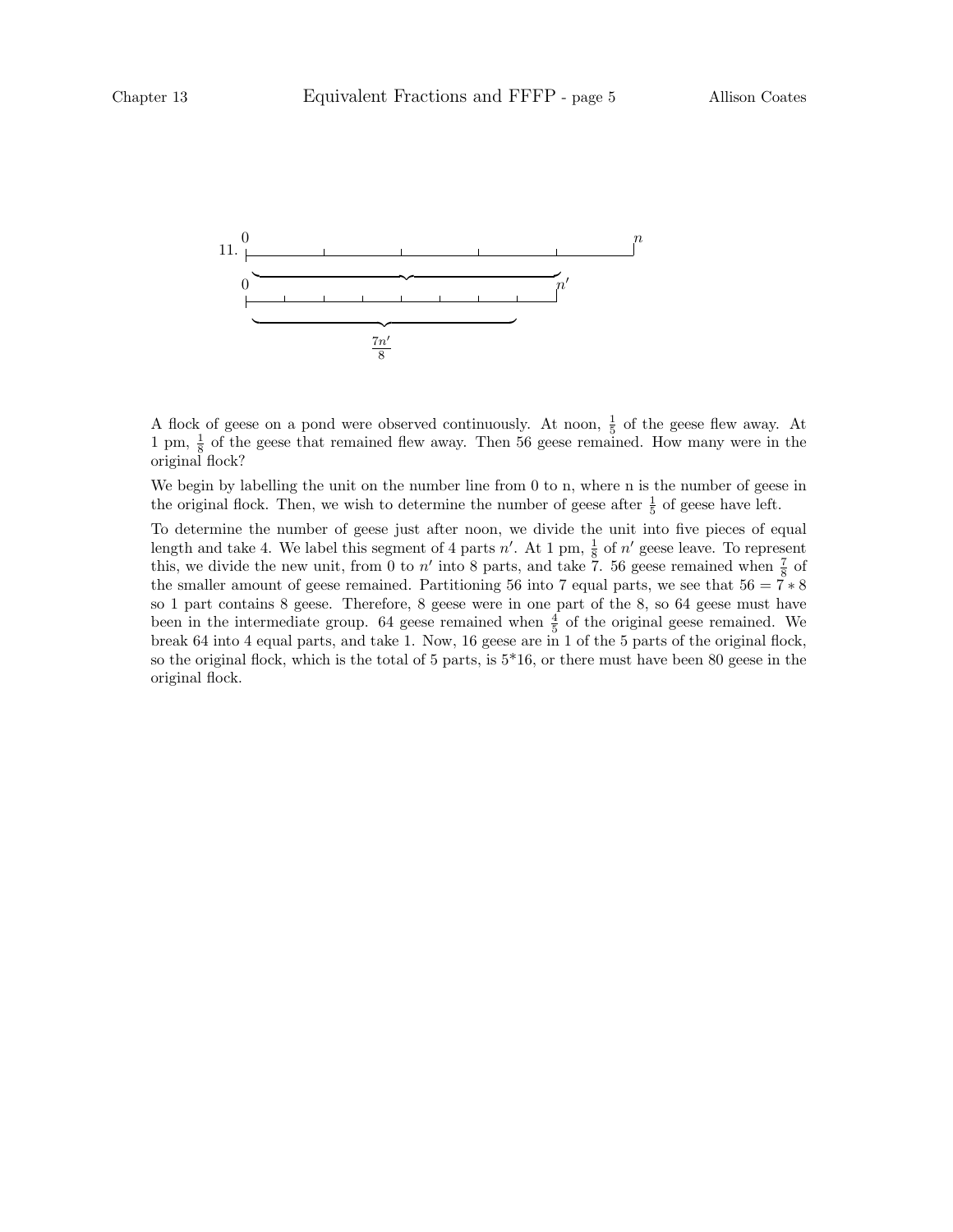11.

0 n

0 n′

$\frac{7n'}{8}$

A flock of geese on a pond were observed continuously. At noon, $\frac{1}{5}$ of the geese flew away. At 1 pm, $\frac{1}{8}$ of the geese that remained flew away. Then 56 geese remained. How many were in the original flock?

We begin by labelling the unit on the number line from 0 to n, where n is the number of geese in the original flock. Then, we wish to determine the number of geese after $\frac{1}{5}$ of geese have left.

To determine the number of geese just after noon, we divide the unit into five pieces of equal length and take 4. We label this segment of 4 parts $n'$. At 1 pm, $\frac{1}{8}$ of $n'$ geese leave. To represent this, we divide the new unit, from 0 to $n'$ into 8 parts, and take 7. 56 geese remained when $\frac{7}{8}$ of the smaller amount of geese remained. Partitioning 56 into 7 equal parts, we see that $56 = 7 * 8$ so 1 part contains 8 geese. Therefore, 8 geese were in one part of the 8, so 64 geese must have been in the intermediate group. 64 geese remained when $\frac{4}{5}$ of the original geese remained. We break 64 into 4 equal parts, and take 1. Now, 16 geese are in 1 of the 5 parts of the original flock, so the original flock, which is the total of 5 parts, is 5*16, or there must have been 80 geese in the original flock.